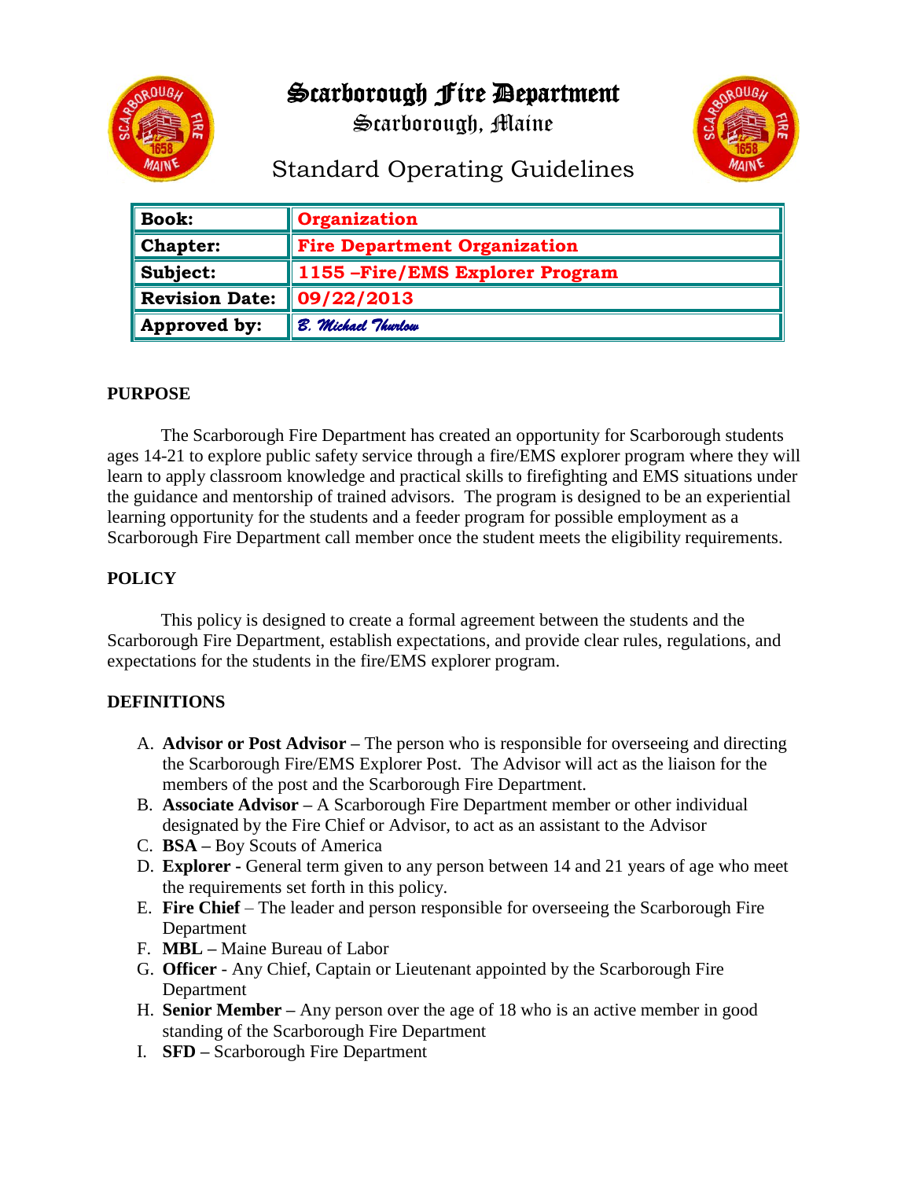# Scarborough Fire Department

## Scarborough, Maine

## Standard Operating Guidelines

| **Book:** | **Organization** |
|---|---|
| **Chapter:** | **Fire Department Organization** |
| **Subject:** | **1155 –Fire/EMS Explorer Program** |
| **Revision Date:** | **09/22/2013** |
| **Approved by:** | *B. Michael Thurlow* |

**PURPOSE**

The Scarborough Fire Department has created an opportunity for Scarborough students ages 14-21 to explore public safety service through a fire/EMS explorer program where they will learn to apply classroom knowledge and practical skills to firefighting and EMS situations under the guidance and mentorship of trained advisors. The program is designed to be an experiential learning opportunity for the students and a feeder program for possible employment as a Scarborough Fire Department call member once the student meets the eligibility requirements.

**POLICY**

This policy is designed to create a formal agreement between the students and the Scarborough Fire Department, establish expectations, and provide clear rules, regulations, and expectations for the students in the fire/EMS explorer program.

**DEFINITIONS**

A. **Advisor or Post Advisor –** The person who is responsible for overseeing and directing the Scarborough Fire/EMS Explorer Post. The Advisor will act as the liaison for the members of the post and the Scarborough Fire Department.
B. **Associate Advisor –** A Scarborough Fire Department member or other individual designated by the Fire Chief or Advisor, to act as an assistant to the Advisor
C. **BSA –** Boy Scouts of America
D. **Explorer -** General term given to any person between 14 and 21 years of age who meet the requirements set forth in this policy.
E. **Fire Chief** – The leader and person responsible for overseeing the Scarborough Fire Department
F. **MBL –** Maine Bureau of Labor
G. **Officer** - Any Chief, Captain or Lieutenant appointed by the Scarborough Fire Department
H. **Senior Member –** Any person over the age of 18 who is an active member in good standing of the Scarborough Fire Department
I. **SFD –** Scarborough Fire Department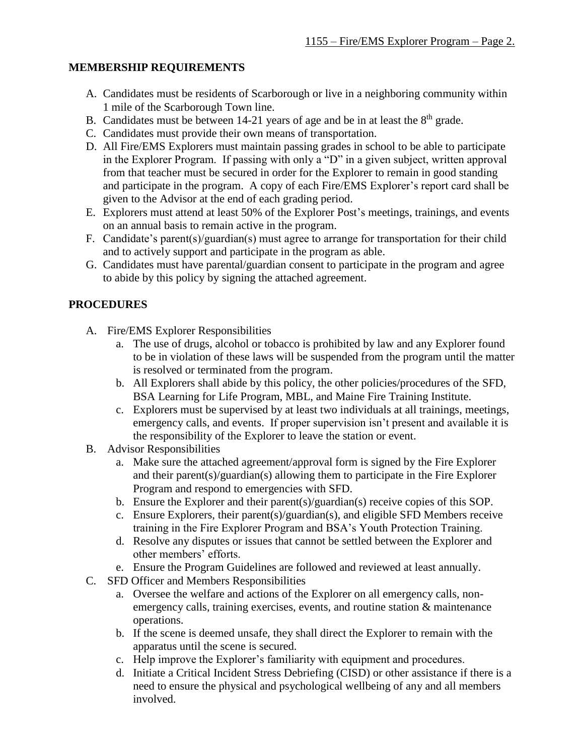## MEMBERSHIP REQUIREMENTS

A. Candidates must be residents of Scarborough or live in a neighboring community within 1 mile of the Scarborough Town line.
B. Candidates must be between 14-21 years of age and be in at least the 8th grade.
C. Candidates must provide their own means of transportation.
D. All Fire/EMS Explorers must maintain passing grades in school to be able to participate in the Explorer Program. If passing with only a "D" in a given subject, written approval from that teacher must be secured in order for the Explorer to remain in good standing and participate in the program. A copy of each Fire/EMS Explorer's report card shall be given to the Advisor at the end of each grading period.
E. Explorers must attend at least 50% of the Explorer Post's meetings, trainings, and events on an annual basis to remain active in the program.
F. Candidate's parent(s)/guardian(s) must agree to arrange for transportation for their child and to actively support and participate in the program as able.
G. Candidates must have parental/guardian consent to participate in the program and agree to abide by this policy by signing the attached agreement.

## PROCEDURES

A. Fire/EMS Explorer Responsibilities
   a. The use of drugs, alcohol or tobacco is prohibited by law and any Explorer found to be in violation of these laws will be suspended from the program until the matter is resolved or terminated from the program.
   b. All Explorers shall abide by this policy, the other policies/procedures of the SFD, BSA Learning for Life Program, MBL, and Maine Fire Training Institute.
   c. Explorers must be supervised by at least two individuals at all trainings, meetings, emergency calls, and events. If proper supervision isn't present and available it is the responsibility of the Explorer to leave the station or event.
B. Advisor Responsibilities
   a. Make sure the attached agreement/approval form is signed by the Fire Explorer and their parent(s)/guardian(s) allowing them to participate in the Fire Explorer Program and respond to emergencies with SFD.
   b. Ensure the Explorer and their parent(s)/guardian(s) receive copies of this SOP.
   c. Ensure Explorers, their parent(s)/guardian(s), and eligible SFD Members receive training in the Fire Explorer Program and BSA's Youth Protection Training.
   d. Resolve any disputes or issues that cannot be settled between the Explorer and other members' efforts.
   e. Ensure the Program Guidelines are followed and reviewed at least annually.
C. SFD Officer and Members Responsibilities
   a. Oversee the welfare and actions of the Explorer on all emergency calls, non-emergency calls, training exercises, events, and routine station & maintenance operations.
   b. If the scene is deemed unsafe, they shall direct the Explorer to remain with the apparatus until the scene is secured.
   c. Help improve the Explorer's familiarity with equipment and procedures.
   d. Initiate a Critical Incident Stress Debriefing (CISD) or other assistance if there is a need to ensure the physical and psychological wellbeing of any and all members involved.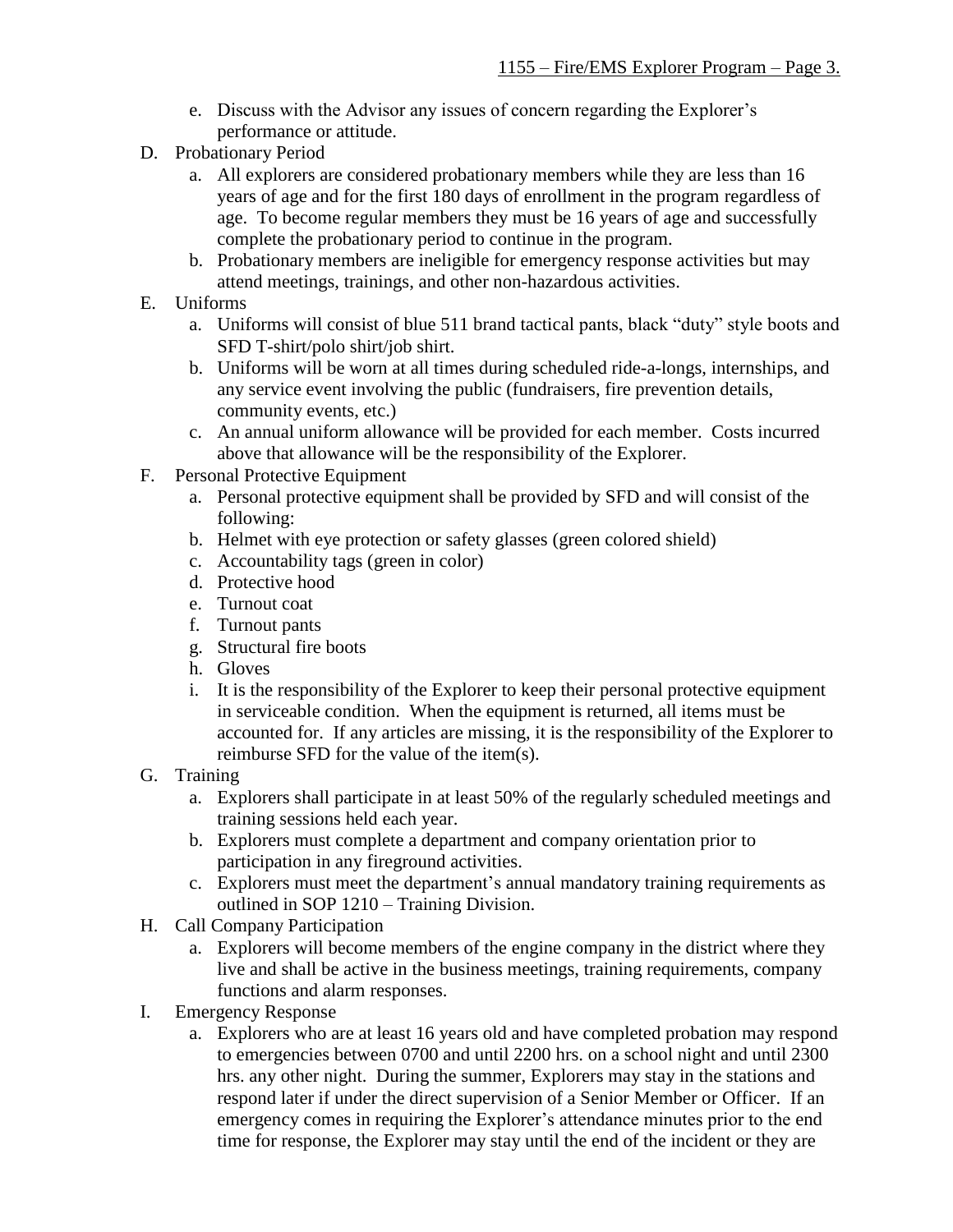e. Discuss with the Advisor any issues of concern regarding the Explorer's performance or attitude.

D. Probationary Period
   a. All explorers are considered probationary members while they are less than 16 years of age and for the first 180 days of enrollment in the program regardless of age. To become regular members they must be 16 years of age and successfully complete the probationary period to continue in the program.
   b. Probationary members are ineligible for emergency response activities but may attend meetings, trainings, and other non-hazardous activities.

E. Uniforms
   a. Uniforms will consist of blue 511 brand tactical pants, black "duty" style boots and SFD T-shirt/polo shirt/job shirt.
   b. Uniforms will be worn at all times during scheduled ride-a-longs, internships, and any service event involving the public (fundraisers, fire prevention details, community events, etc.)
   c. An annual uniform allowance will be provided for each member. Costs incurred above that allowance will be the responsibility of the Explorer.

F. Personal Protective Equipment
   a. Personal protective equipment shall be provided by SFD and will consist of the following:
   b. Helmet with eye protection or safety glasses (green colored shield)
   c. Accountability tags (green in color)
   d. Protective hood
   e. Turnout coat
   f. Turnout pants
   g. Structural fire boots
   h. Gloves
   i. It is the responsibility of the Explorer to keep their personal protective equipment in serviceable condition. When the equipment is returned, all items must be accounted for. If any articles are missing, it is the responsibility of the Explorer to reimburse SFD for the value of the item(s).

G. Training
   a. Explorers shall participate in at least 50% of the regularly scheduled meetings and training sessions held each year.
   b. Explorers must complete a department and company orientation prior to participation in any fireground activities.
   c. Explorers must meet the department's annual mandatory training requirements as outlined in SOP 1210 – Training Division.

H. Call Company Participation
   a. Explorers will become members of the engine company in the district where they live and shall be active in the business meetings, training requirements, company functions and alarm responses.

I. Emergency Response
   a. Explorers who are at least 16 years old and have completed probation may respond to emergencies between 0700 and until 2200 hrs. on a school night and until 2300 hrs. any other night. During the summer, Explorers may stay in the stations and respond later if under the direct supervision of a Senior Member or Officer. If an emergency comes in requiring the Explorer's attendance minutes prior to the end time for response, the Explorer may stay until the end of the incident or they are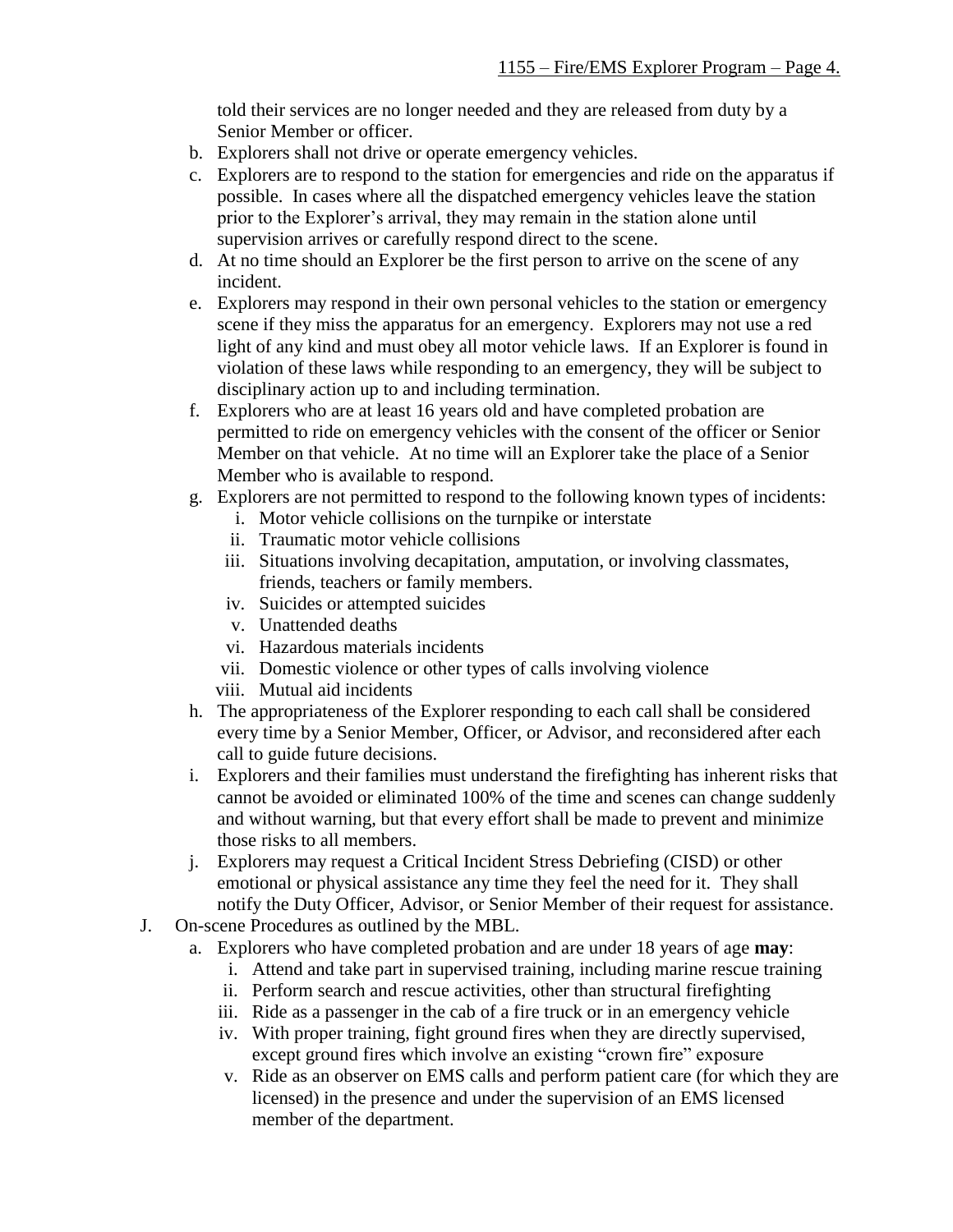told their services are no longer needed and they are released from duty by a Senior Member or officer.

b. Explorers shall not drive or operate emergency vehicles.
c. Explorers are to respond to the station for emergencies and ride on the apparatus if possible. In cases where all the dispatched emergency vehicles leave the station prior to the Explorer's arrival, they may remain in the station alone until supervision arrives or carefully respond direct to the scene.
d. At no time should an Explorer be the first person to arrive on the scene of any incident.
e. Explorers may respond in their own personal vehicles to the station or emergency scene if they miss the apparatus for an emergency. Explorers may not use a red light of any kind and must obey all motor vehicle laws. If an Explorer is found in violation of these laws while responding to an emergency, they will be subject to disciplinary action up to and including termination.
f. Explorers who are at least 16 years old and have completed probation are permitted to ride on emergency vehicles with the consent of the officer or Senior Member on that vehicle. At no time will an Explorer take the place of a Senior Member who is available to respond.
g. Explorers are not permitted to respond to the following known types of incidents:
    i. Motor vehicle collisions on the turnpike or interstate
    ii. Traumatic motor vehicle collisions
    iii. Situations involving decapitation, amputation, or involving classmates, friends, teachers or family members.
    iv. Suicides or attempted suicides
    v. Unattended deaths
    vi. Hazardous materials incidents
    vii. Domestic violence or other types of calls involving violence
    viii. Mutual aid incidents
h. The appropriateness of the Explorer responding to each call shall be considered every time by a Senior Member, Officer, or Advisor, and reconsidered after each call to guide future decisions.
i. Explorers and their families must understand the firefighting has inherent risks that cannot be avoided or eliminated 100% of the time and scenes can change suddenly and without warning, but that every effort shall be made to prevent and minimize those risks to all members.
j. Explorers may request a Critical Incident Stress Debriefing (CISD) or other emotional or physical assistance any time they feel the need for it. They shall notify the Duty Officer, Advisor, or Senior Member of their request for assistance.

J. On-scene Procedures as outlined by the MBL.
    a. Explorers who have completed probation and are under 18 years of age **may**:
        i. Attend and take part in supervised training, including marine rescue training
        ii. Perform search and rescue activities, other than structural firefighting
        iii. Ride as a passenger in the cab of a fire truck or in an emergency vehicle
        iv. With proper training, fight ground fires when they are directly supervised, except ground fires which involve an existing "crown fire" exposure
        v. Ride as an observer on EMS calls and perform patient care (for which they are licensed) in the presence and under the supervision of an EMS licensed member of the department.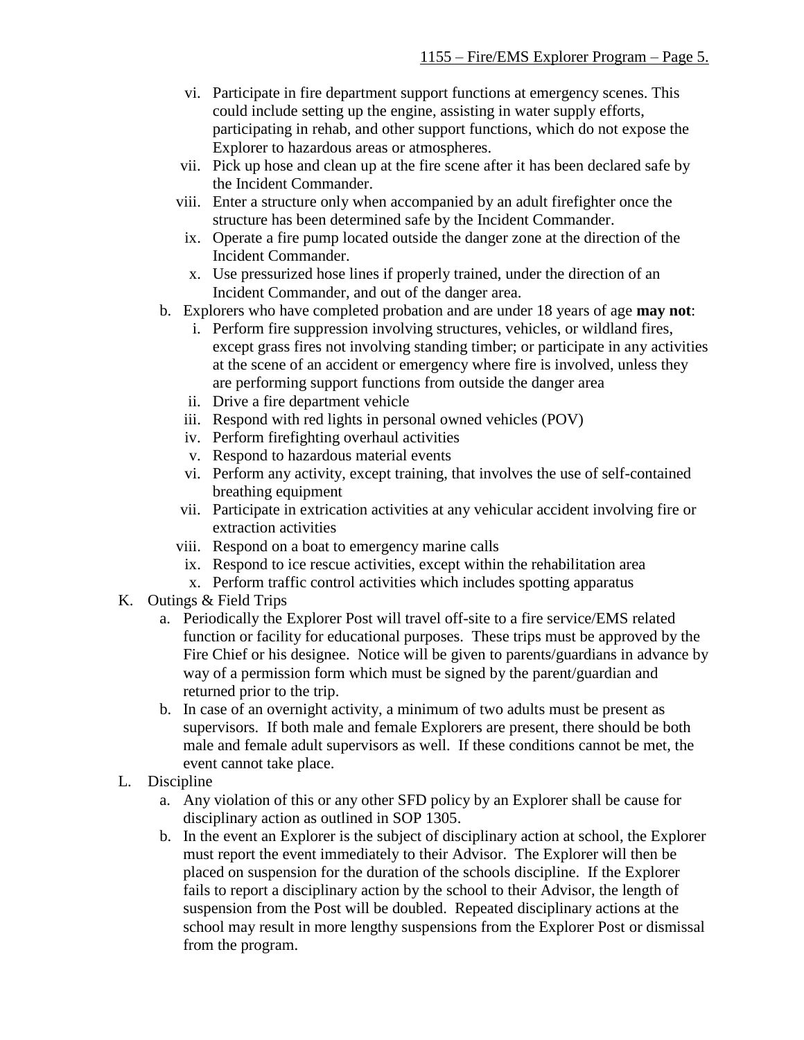vi. Participate in fire department support functions at emergency scenes. This could include setting up the engine, assisting in water supply efforts, participating in rehab, and other support functions, which do not expose the Explorer to hazardous areas or atmospheres.

vii. Pick up hose and clean up at the fire scene after it has been declared safe by the Incident Commander.

viii. Enter a structure only when accompanied by an adult firefighter once the structure has been determined safe by the Incident Commander.

ix. Operate a fire pump located outside the danger zone at the direction of the Incident Commander.

x. Use pressurized hose lines if properly trained, under the direction of an Incident Commander, and out of the danger area.

b. Explorers who have completed probation and are under 18 years of age **may not**:

i. Perform fire suppression involving structures, vehicles, or wildland fires, except grass fires not involving standing timber; or participate in any activities at the scene of an accident or emergency where fire is involved, unless they are performing support functions from outside the danger area

ii. Drive a fire department vehicle

iii. Respond with red lights in personal owned vehicles (POV)

iv. Perform firefighting overhaul activities

v. Respond to hazardous material events

vi. Perform any activity, except training, that involves the use of self-contained breathing equipment

vii. Participate in extrication activities at any vehicular accident involving fire or extraction activities

viii. Respond on a boat to emergency marine calls

ix. Respond to ice rescue activities, except within the rehabilitation area

x. Perform traffic control activities which includes spotting apparatus

K. Outings & Field Trips

a. Periodically the Explorer Post will travel off-site to a fire service/EMS related function or facility for educational purposes. These trips must be approved by the Fire Chief or his designee. Notice will be given to parents/guardians in advance by way of a permission form which must be signed by the parent/guardian and returned prior to the trip.

b. In case of an overnight activity, a minimum of two adults must be present as supervisors. If both male and female Explorers are present, there should be both male and female adult supervisors as well. If these conditions cannot be met, the event cannot take place.

L. Discipline

a. Any violation of this or any other SFD policy by an Explorer shall be cause for disciplinary action as outlined in SOP 1305.

b. In the event an Explorer is the subject of disciplinary action at school, the Explorer must report the event immediately to their Advisor. The Explorer will then be placed on suspension for the duration of the schools discipline. If the Explorer fails to report a disciplinary action by the school to their Advisor, the length of suspension from the Post will be doubled. Repeated disciplinary actions at the school may result in more lengthy suspensions from the Explorer Post or dismissal from the program.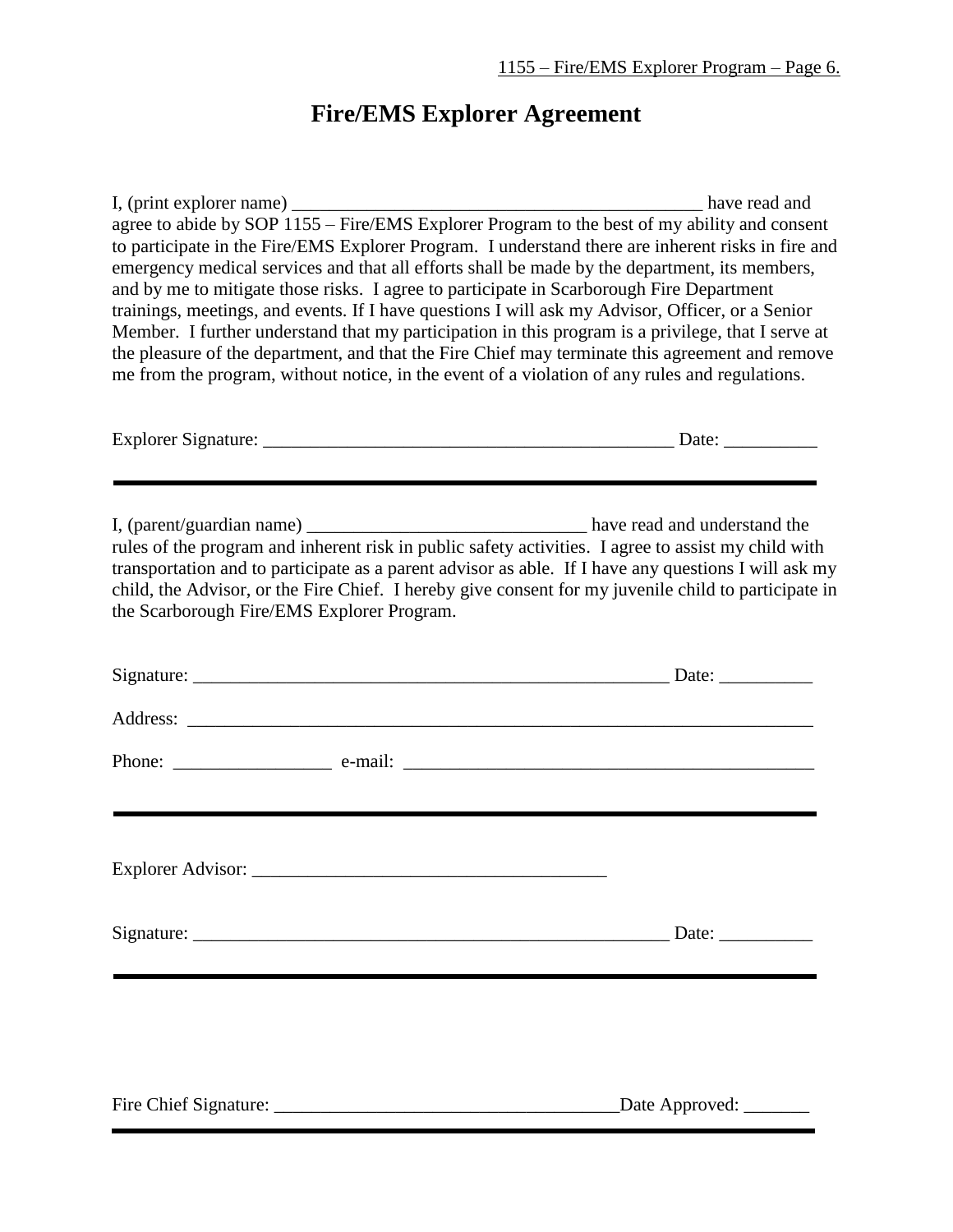# Fire/EMS Explorer Agreement

I, (print explorer name) _____________________________________________ have read and agree to abide by SOP 1155 – Fire/EMS Explorer Program to the best of my ability and consent to participate in the Fire/EMS Explorer Program. I understand there are inherent risks in fire and emergency medical services and that all efforts shall be made by the department, its members, and by me to mitigate those risks. I agree to participate in Scarborough Fire Department trainings, meetings, and events. If I have questions I will ask my Advisor, Officer, or a Senior Member. I further understand that my participation in this program is a privilege, that I serve at the pleasure of the department, and that the Fire Chief may terminate this agreement and remove me from the program, without notice, in the event of a violation of any rules and regulations.

Explorer Signature: _____________________________________________ Date: __________

---

I, (parent/guardian name) ______________________________ have read and understand the rules of the program and inherent risk in public safety activities. I agree to assist my child with transportation and to participate as a parent advisor as able. If I have any questions I will ask my child, the Advisor, or the Fire Chief. I hereby give consent for my juvenile child to participate in the Scarborough Fire/EMS Explorer Program.

Signature: ____________________________________________________ Date: __________

Address: ______________________________________________________________

Phone: _________________ e-mail: _____________________________________________

---

Explorer Advisor: ______________________________________

Signature: ____________________________________________________ Date: __________

---

Fire Chief Signature: ____________________________________Date Approved: _______

---